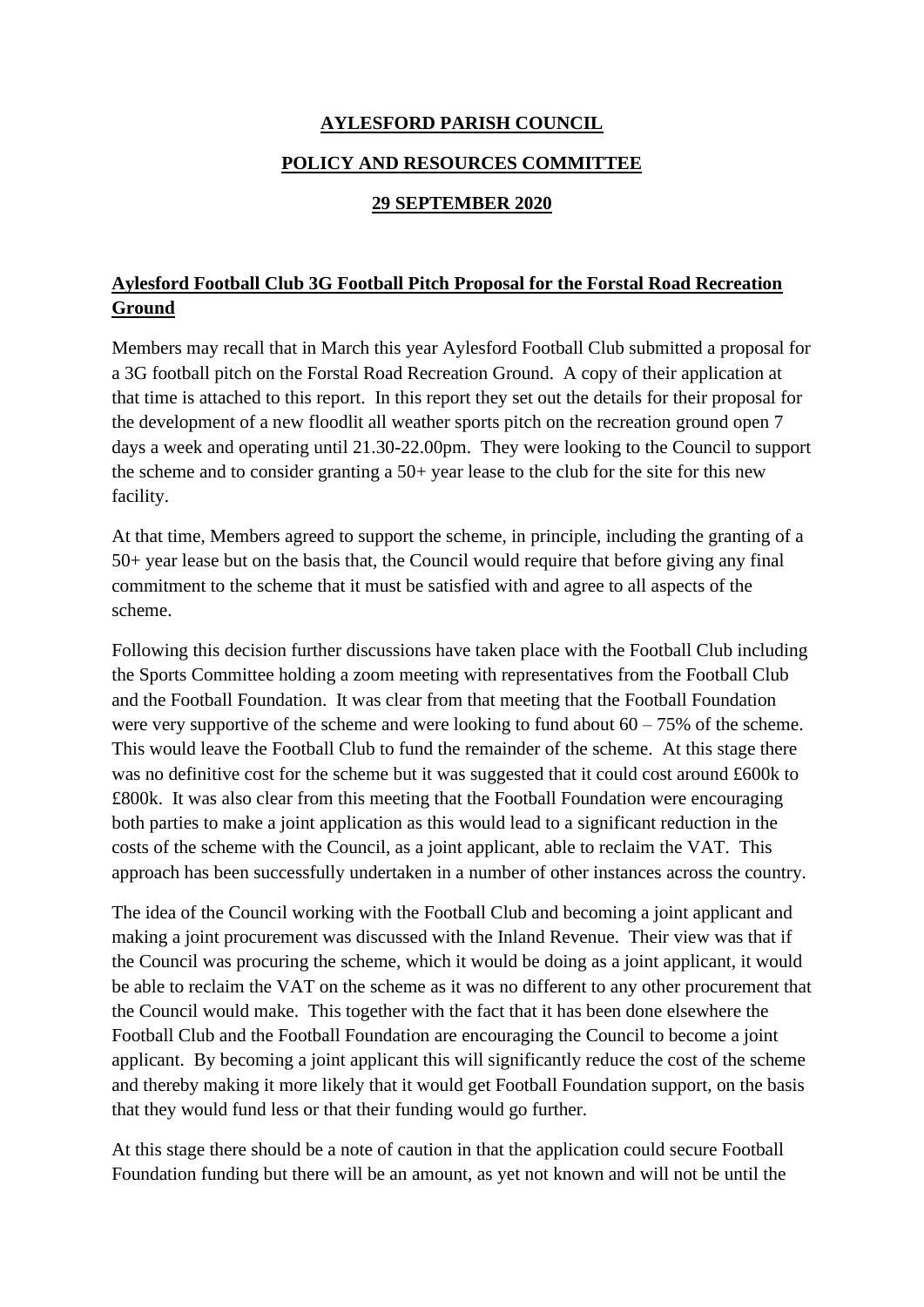**AYLESFORD PARISH COUNCIL**

**POLICY AND RESOURCES COMMITTEE**

**29 SEPTEMBER 2020**

## Aylesford Football Club 3G Football Pitch Proposal for the Forstal Road Recreation Ground

Members may recall that in March this year Aylesford Football Club submitted a proposal for a 3G football pitch on the Forstal Road Recreation Ground. A copy of their application at that time is attached to this report. In this report they set out the details for their proposal for the development of a new floodlit all weather sports pitch on the recreation ground open 7 days a week and operating until 21.30-22.00pm. They were looking to the Council to support the scheme and to consider granting a 50+ year lease to the club for the site for this new facility.

At that time, Members agreed to support the scheme, in principle, including the granting of a 50+ year lease but on the basis that, the Council would require that before giving any final commitment to the scheme that it must be satisfied with and agree to all aspects of the scheme.

Following this decision further discussions have taken place with the Football Club including the Sports Committee holding a zoom meeting with representatives from the Football Club and the Football Foundation. It was clear from that meeting that the Football Foundation were very supportive of the scheme and were looking to fund about 60 – 75% of the scheme. This would leave the Football Club to fund the remainder of the scheme. At this stage there was no definitive cost for the scheme but it was suggested that it could cost around £600k to £800k. It was also clear from this meeting that the Football Foundation were encouraging both parties to make a joint application as this would lead to a significant reduction in the costs of the scheme with the Council, as a joint applicant, able to reclaim the VAT. This approach has been successfully undertaken in a number of other instances across the country.

The idea of the Council working with the Football Club and becoming a joint applicant and making a joint procurement was discussed with the Inland Revenue. Their view was that if the Council was procuring the scheme, which it would be doing as a joint applicant, it would be able to reclaim the VAT on the scheme as it was no different to any other procurement that the Council would make. This together with the fact that it has been done elsewhere the Football Club and the Football Foundation are encouraging the Council to become a joint applicant. By becoming a joint applicant this will significantly reduce the cost of the scheme and thereby making it more likely that it would get Football Foundation support, on the basis that they would fund less or that their funding would go further.

At this stage there should be a note of caution in that the application could secure Football Foundation funding but there will be an amount, as yet not known and will not be until the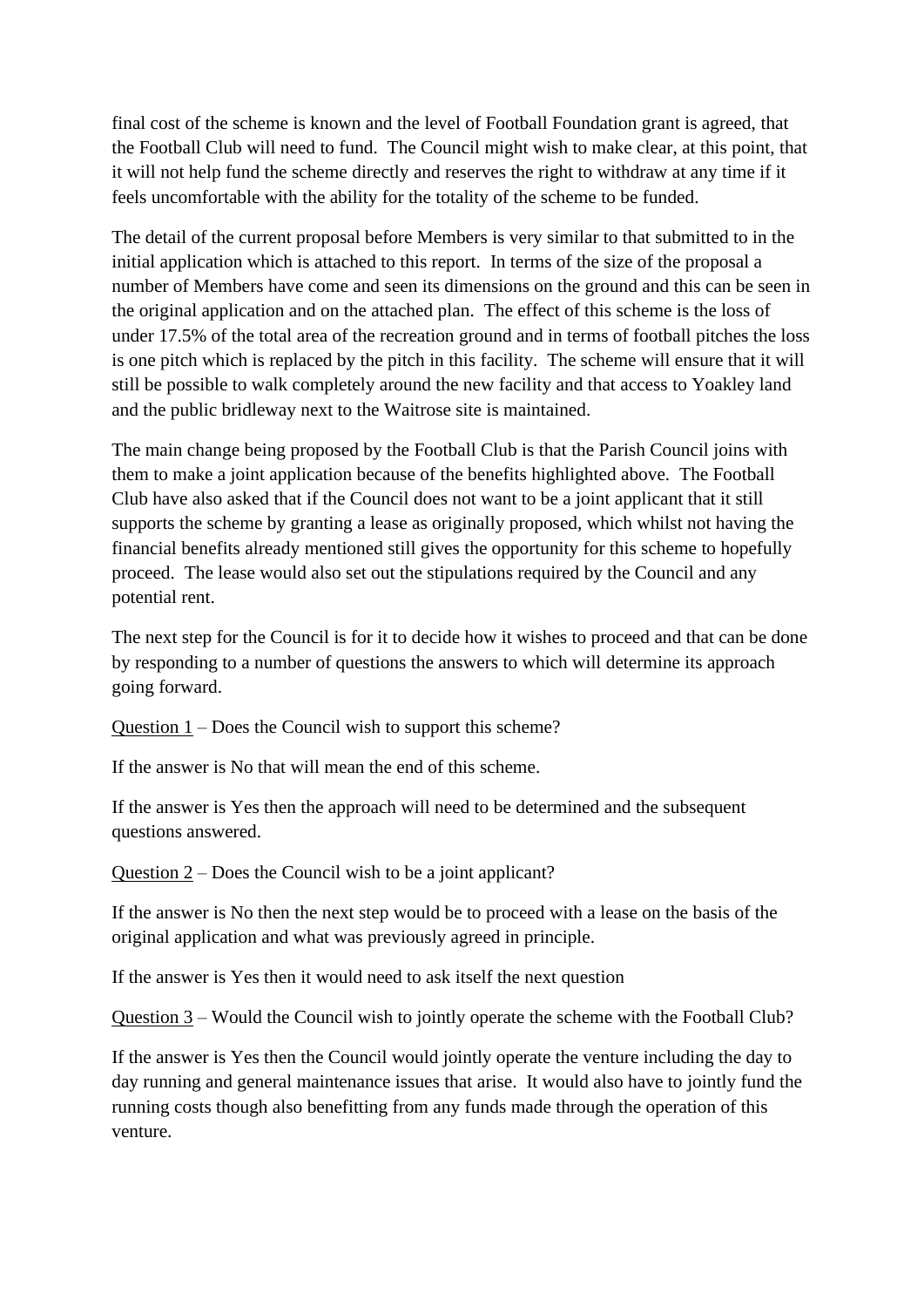final cost of the scheme is known and the level of Football Foundation grant is agreed, that the Football Club will need to fund. The Council might wish to make clear, at this point, that it will not help fund the scheme directly and reserves the right to withdraw at any time if it feels uncomfortable with the ability for the totality of the scheme to be funded.

The detail of the current proposal before Members is very similar to that submitted to in the initial application which is attached to this report. In terms of the size of the proposal a number of Members have come and seen its dimensions on the ground and this can be seen in the original application and on the attached plan. The effect of this scheme is the loss of under 17.5% of the total area of the recreation ground and in terms of football pitches the loss is one pitch which is replaced by the pitch in this facility. The scheme will ensure that it will still be possible to walk completely around the new facility and that access to Yoakley land and the public bridleway next to the Waitrose site is maintained.

The main change being proposed by the Football Club is that the Parish Council joins with them to make a joint application because of the benefits highlighted above. The Football Club have also asked that if the Council does not want to be a joint applicant that it still supports the scheme by granting a lease as originally proposed, which whilst not having the financial benefits already mentioned still gives the opportunity for this scheme to hopefully proceed. The lease would also set out the stipulations required by the Council and any potential rent.

The next step for the Council is for it to decide how it wishes to proceed and that can be done by responding to a number of questions the answers to which will determine its approach going forward.

<u>Question 1</u> – Does the Council wish to support this scheme?

If the answer is No that will mean the end of this scheme.

If the answer is Yes then the approach will need to be determined and the subsequent questions answered.

<u>Question 2</u> – Does the Council wish to be a joint applicant?

If the answer is No then the next step would be to proceed with a lease on the basis of the original application and what was previously agreed in principle.

If the answer is Yes then it would need to ask itself the next question

<u>Question 3</u> – Would the Council wish to jointly operate the scheme with the Football Club?

If the answer is Yes then the Council would jointly operate the venture including the day to day running and general maintenance issues that arise. It would also have to jointly fund the running costs though also benefitting from any funds made through the operation of this venture.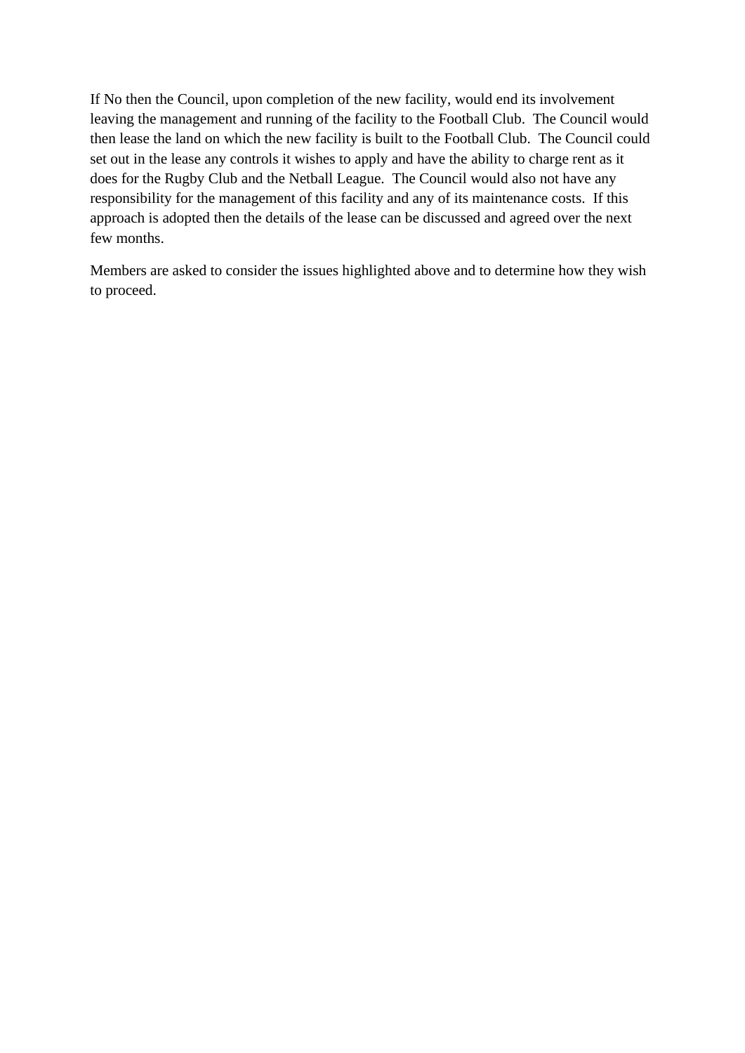If No then the Council, upon completion of the new facility, would end its involvement leaving the management and running of the facility to the Football Club. The Council would then lease the land on which the new facility is built to the Football Club. The Council could set out in the lease any controls it wishes to apply and have the ability to charge rent as it does for the Rugby Club and the Netball League. The Council would also not have any responsibility for the management of this facility and any of its maintenance costs. If this approach is adopted then the details of the lease can be discussed and agreed over the next few months.

Members are asked to consider the issues highlighted above and to determine how they wish to proceed.